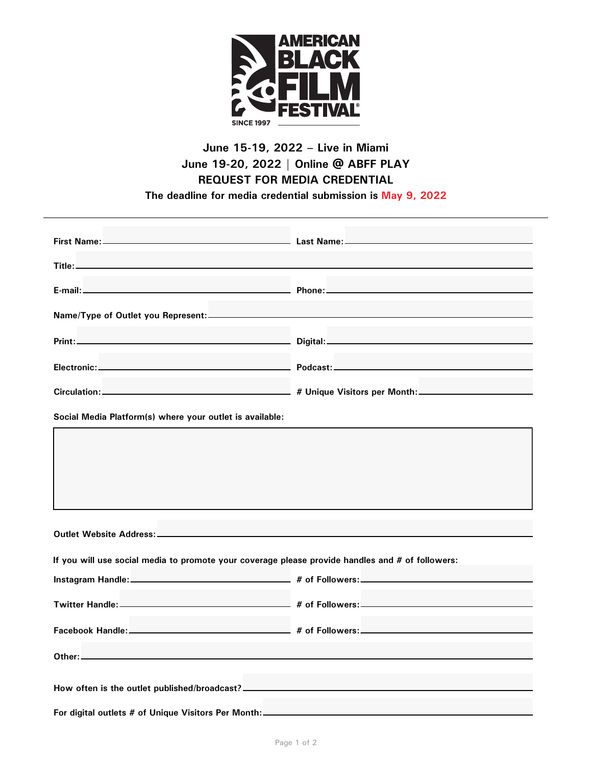AMERICAN BLACK FILM FESTIVAL

SINCE 1997

## June 15-19, 2022 – Live in Miami
## June 19-20, 2022 | Online @ ABFF PLAY
## REQUEST FOR MEDIA CREDENTIAL

**The deadline for media credential submission is May 9, 2022**

---

**First Name:** \_\_\_\_\_\_\_\_\_\_\_\_\_\_\_\_ **Last Name:** \_\_\_\_\_\_\_\_\_\_\_\_\_\_\_\_

**Title:** \_\_\_\_\_\_\_\_\_\_\_\_\_\_\_\_

**E-mail:** \_\_\_\_\_\_\_\_\_\_\_\_\_\_\_\_ **Phone:** \_\_\_\_\_\_\_\_\_\_\_\_\_\_\_\_

**Name/Type of Outlet you Represent:** \_\_\_\_\_\_\_\_\_\_\_\_\_\_\_\_

**Print:** \_\_\_\_\_\_\_\_\_\_\_\_\_\_\_\_ **Digital:** \_\_\_\_\_\_\_\_\_\_\_\_\_\_\_\_

**Electronic:** \_\_\_\_\_\_\_\_\_\_\_\_\_\_\_\_ **Podcast:** \_\_\_\_\_\_\_\_\_\_\_\_\_\_\_\_

**Circulation:** \_\_\_\_\_\_\_\_\_\_\_\_\_\_\_\_ **# Unique Visitors per Month:** \_\_\_\_\_\_\_\_\_\_\_\_\_\_\_\_

**Social Media Platform(s) where your outlet is available:**

**Outlet Website Address:** \_\_\_\_\_\_\_\_\_\_\_\_\_\_\_\_

**If you will use social media to promote your coverage please provide handles and # of followers:**

**Instagram Handle:** \_\_\_\_\_\_\_\_\_\_\_\_\_\_\_\_ **# of Followers:** \_\_\_\_\_\_\_\_\_\_\_\_\_\_\_\_

**Twitter Handle:** \_\_\_\_\_\_\_\_\_\_\_\_\_\_\_\_ **# of Followers:** \_\_\_\_\_\_\_\_\_\_\_\_\_\_\_\_

**Facebook Handle:** \_\_\_\_\_\_\_\_\_\_\_\_\_\_\_\_ **# of Followers:** \_\_\_\_\_\_\_\_\_\_\_\_\_\_\_\_

**Other:** \_\_\_\_\_\_\_\_\_\_\_\_\_\_\_\_

**How often is the outlet published/broadcast?** \_\_\_\_\_\_\_\_\_\_\_\_\_\_\_\_

**For digital outlets # of Unique Visitors Per Month:** \_\_\_\_\_\_\_\_\_\_\_\_\_\_\_\_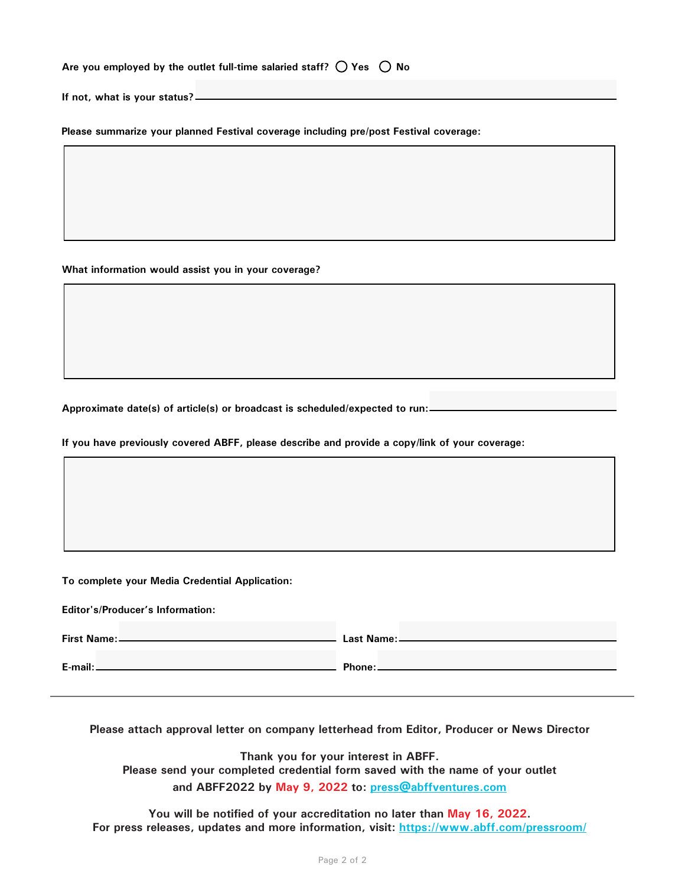**Are you employed by the outlet full-time salaried staff?** ○ Yes ○ No

**If not, what is your status?** \_\_\_\_\_\_\_\_\_\_\_\_\_\_\_\_\_\_\_\_\_\_\_\_\_\_\_\_\_\_\_\_

**Please summarize your planned Festival coverage including pre/post Festival coverage:**

**What information would assist you in your coverage?**

**Approximate date(s) of article(s) or broadcast is scheduled/expected to run:** \_\_\_\_\_\_\_\_\_\_\_\_\_\_\_\_\_\_\_\_

**If you have previously covered ABFF, please describe and provide a copy/link of your coverage:**

**To complete your Media Credential Application:**

**Editor's/Producer's Information:**

**First Name:** \_\_\_\_\_\_\_\_\_\_\_\_\_\_\_\_\_\_\_\_ **Last Name:** \_\_\_\_\_\_\_\_\_\_\_\_\_\_\_\_\_\_\_\_

**E-mail:** \_\_\_\_\_\_\_\_\_\_\_\_\_\_\_\_\_\_\_\_ **Phone:** \_\_\_\_\_\_\_\_\_\_\_\_\_\_\_\_\_\_\_\_

---

**Please attach approval letter on company letterhead from Editor, Producer or News Director**

**Thank you for your interest in ABFF.**
**Please send your completed credential form saved with the name of your outlet and ABFF2022 by May 9, 2022 to: [press@abffventures.com](mailto:press@abffventures.com)**

**You will be notified of your accreditation no later than May 16, 2022.**
**For press releases, updates and more information, visit: [https://www.abff.com/pressroom/](https://www.abff.com/pressroom/)**